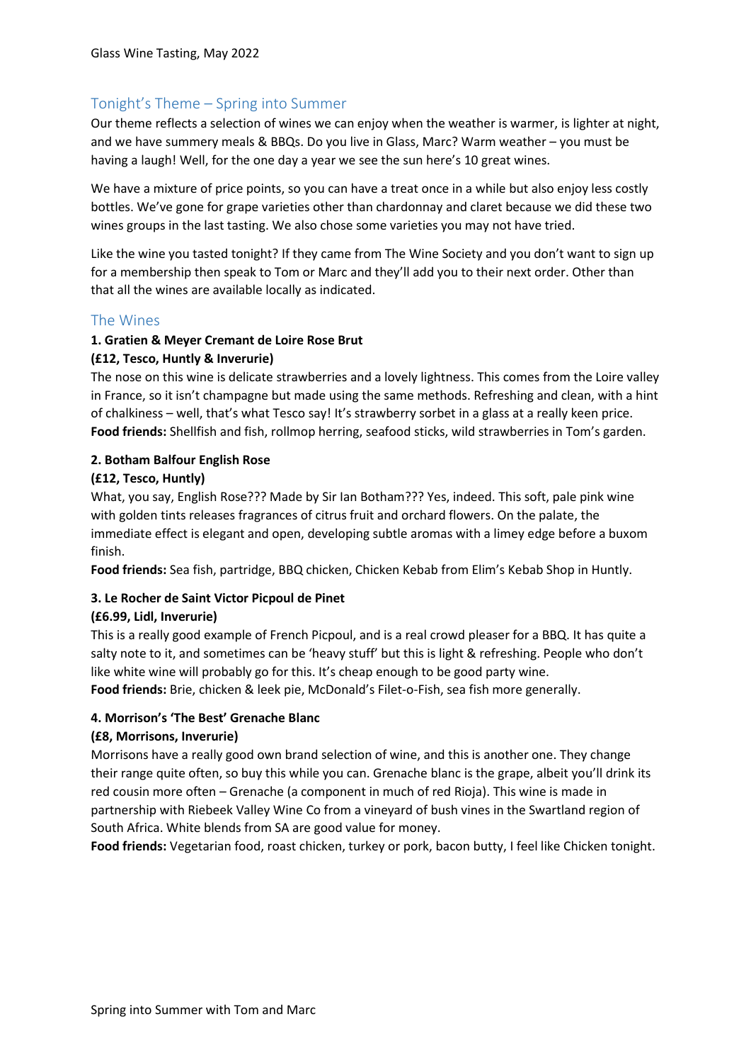## Tonight's Theme – Spring into Summer

Our theme reflects a selection of wines we can enjoy when the weather is warmer, is lighter at night, and we have summery meals & BBQs. Do you live in Glass, Marc? Warm weather – you must be having a laugh! Well, for the one day a year we see the sun here's 10 great wines.

We have a mixture of price points, so you can have a treat once in a while but also enjoy less costly bottles. We've gone for grape varieties other than chardonnay and claret because we did these two wines groups in the last tasting. We also chose some varieties you may not have tried.

Like the wine you tasted tonight? If they came from The Wine Society and you don't want to sign up for a membership then speak to Tom or Marc and they'll add you to their next order. Other than that all the wines are available locally as indicated.

## The Wines

**1. Gratien & Meyer Cremant de Loire Rose Brut**
**(£12, Tesco, Huntly & Inverurie)**

The nose on this wine is delicate strawberries and a lovely lightness. This comes from the Loire valley in France, so it isn't champagne but made using the same methods. Refreshing and clean, with a hint of chalkiness – well, that's what Tesco say! It's strawberry sorbet in a glass at a really keen price.
**Food friends:** Shellfish and fish, rollmop herring, seafood sticks, wild strawberries in Tom's garden.

**2. Botham Balfour English Rose**
**(£12, Tesco, Huntly)**

What, you say, English Rose??? Made by Sir Ian Botham??? Yes, indeed. This soft, pale pink wine with golden tints releases fragrances of citrus fruit and orchard flowers. On the palate, the immediate effect is elegant and open, developing subtle aromas with a limey edge before a buxom finish.
**Food friends:** Sea fish, partridge, BBQ chicken, Chicken Kebab from Elim's Kebab Shop in Huntly.

**3. Le Rocher de Saint Victor Picpoul de Pinet**
**(£6.99, Lidl, Inverurie)**

This is a really good example of French Picpoul, and is a real crowd pleaser for a BBQ. It has quite a salty note to it, and sometimes can be 'heavy stuff' but this is light & refreshing. People who don't like white wine will probably go for this. It's cheap enough to be good party wine.
**Food friends:** Brie, chicken & leek pie, McDonald's Filet-o-Fish, sea fish more generally.

**4. Morrison's 'The Best' Grenache Blanc**
**(£8, Morrisons, Inverurie)**

Morrisons have a really good own brand selection of wine, and this is another one. They change their range quite often, so buy this while you can. Grenache blanc is the grape, albeit you'll drink its red cousin more often – Grenache (a component in much of red Rioja). This wine is made in partnership with Riebeek Valley Wine Co from a vineyard of bush vines in the Swartland region of South Africa. White blends from SA are good value for money.
**Food friends:** Vegetarian food, roast chicken, turkey or pork, bacon butty, I feel like Chicken tonight.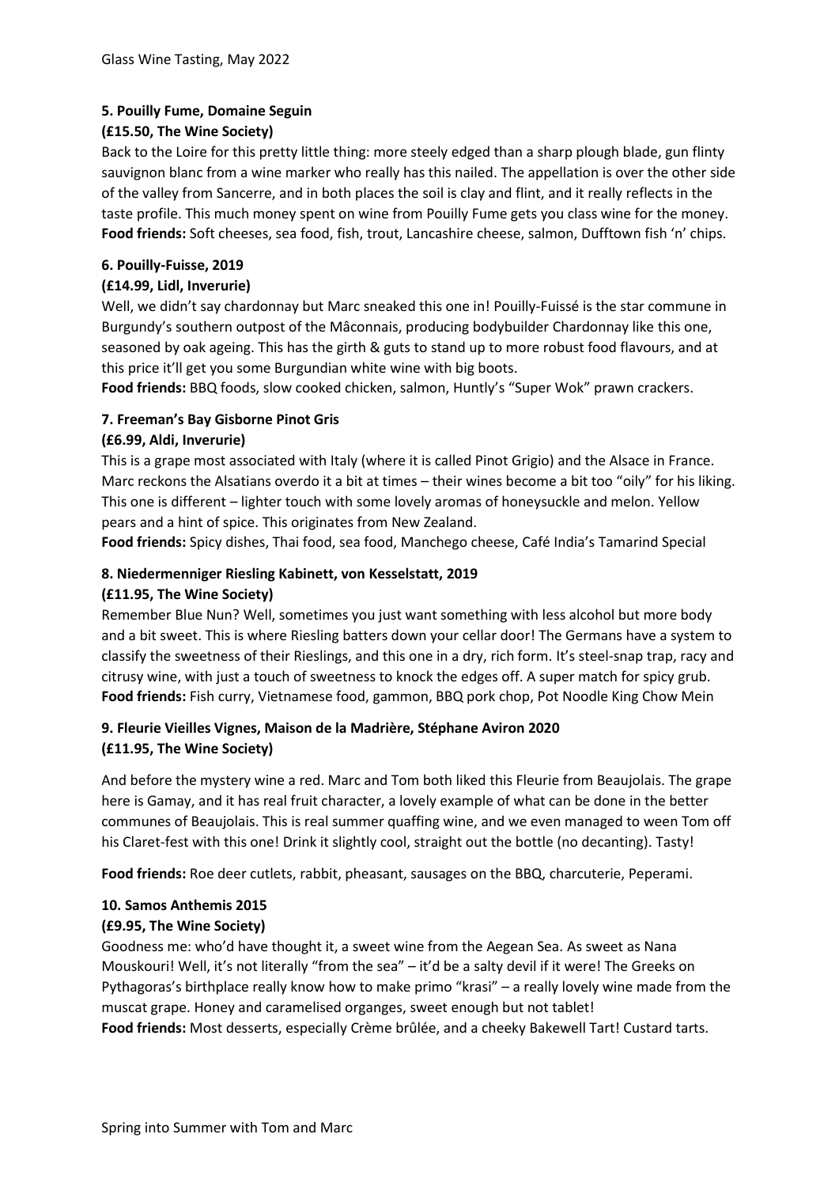### 5. Pouilly Fume, Domaine Seguin

**(£15.50, The Wine Society)**

Back to the Loire for this pretty little thing: more steely edged than a sharp plough blade, gun flinty sauvignon blanc from a wine marker who really has this nailed. The appellation is over the other side of the valley from Sancerre, and in both places the soil is clay and flint, and it really reflects in the taste profile. This much money spent on wine from Pouilly Fume gets you class wine for the money.
**Food friends:** Soft cheeses, sea food, fish, trout, Lancashire cheese, salmon, Dufftown fish 'n' chips.

### 6. Pouilly-Fuisse, 2019

**(£14.99, Lidl, Inverurie)**

Well, we didn't say chardonnay but Marc sneaked this one in! Pouilly-Fuissé is the star commune in Burgundy's southern outpost of the Mâconnais, producing bodybuilder Chardonnay like this one, seasoned by oak ageing. This has the girth & guts to stand up to more robust food flavours, and at this price it'll get you some Burgundian white wine with big boots.

**Food friends:** BBQ foods, slow cooked chicken, salmon, Huntly's "Super Wok" prawn crackers.

### 7. Freeman's Bay Gisborne Pinot Gris

**(£6.99, Aldi, Inverurie)**

This is a grape most associated with Italy (where it is called Pinot Grigio) and the Alsace in France. Marc reckons the Alsatians overdo it a bit at times – their wines become a bit too "oily" for his liking. This one is different – lighter touch with some lovely aromas of honeysuckle and melon. Yellow pears and a hint of spice. This originates from New Zealand.

**Food friends:** Spicy dishes, Thai food, sea food, Manchego cheese, Café India's Tamarind Special

### 8. Niedermenniger Riesling Kabinett, von Kesselstatt, 2019

**(£11.95, The Wine Society)**

Remember Blue Nun? Well, sometimes you just want something with less alcohol but more body and a bit sweet. This is where Riesling batters down your cellar door! The Germans have a system to classify the sweetness of their Rieslings, and this one in a dry, rich form. It's steel-snap trap, racy and citrusy wine, with just a touch of sweetness to knock the edges off. A super match for spicy grub.
**Food friends:** Fish curry, Vietnamese food, gammon, BBQ pork chop, Pot Noodle King Chow Mein

### 9. Fleurie Vieilles Vignes, Maison de la Madrière, Stéphane Aviron 2020

**(£11.95, The Wine Society)**

And before the mystery wine a red. Marc and Tom both liked this Fleurie from Beaujolais. The grape here is Gamay, and it has real fruit character, a lovely example of what can be done in the better communes of Beaujolais. This is real summer quaffing wine, and we even managed to ween Tom off his Claret-fest with this one! Drink it slightly cool, straight out the bottle (no decanting). Tasty!

**Food friends:** Roe deer cutlets, rabbit, pheasant, sausages on the BBQ, charcuterie, Peperami.

### 10. Samos Anthemis 2015

**(£9.95, The Wine Society)**

Goodness me: who'd have thought it, a sweet wine from the Aegean Sea. As sweet as Nana Mouskouri! Well, it's not literally "from the sea" – it'd be a salty devil if it were! The Greeks on Pythagoras's birthplace really know how to make primo "krasi" – a really lovely wine made from the muscat grape. Honey and caramelised organges, sweet enough but not tablet!
**Food friends:** Most desserts, especially Crème brûlée, and a cheeky Bakewell Tart! Custard tarts.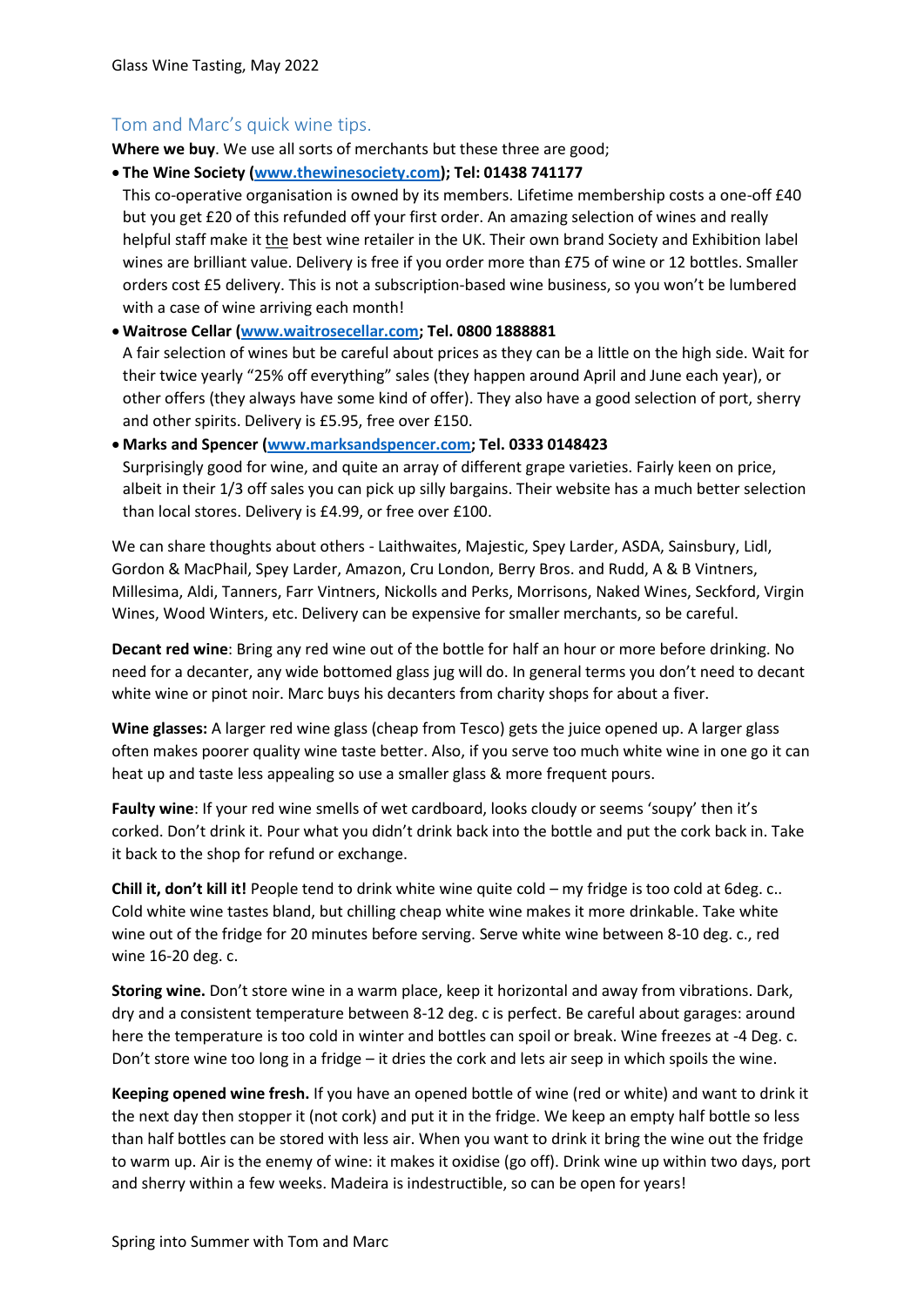## Tom and Marc's quick wine tips.

**Where we buy**. We use all sorts of merchants but these three are good;

- **The Wine Society ([www.thewinesociety.com](http://www.thewinesociety.com)); Tel: 01438 741177**
  This co-operative organisation is owned by its members. Lifetime membership costs a one-off £40 but you get £20 of this refunded off your first order. An amazing selection of wines and really helpful staff make it <u>the</u> best wine retailer in the UK. Their own brand Society and Exhibition label wines are brilliant value. Delivery is free if you order more than £75 of wine or 12 bottles. Smaller orders cost £5 delivery. This is not a subscription-based wine business, so you won't be lumbered with a case of wine arriving each month!
- **Waitrose Cellar ([www.waitrosecellar.com](http://www.waitrosecellar.com); Tel. 0800 1888881**
  A fair selection of wines but be careful about prices as they can be a little on the high side. Wait for their twice yearly "25% off everything" sales (they happen around April and June each year), or other offers (they always have some kind of offer). They also have a good selection of port, sherry and other spirits. Delivery is £5.95, free over £150.
- **Marks and Spencer ([www.marksandspencer.com](http://www.marksandspencer.com); Tel. 0333 0148423**
  Surprisingly good for wine, and quite an array of different grape varieties. Fairly keen on price, albeit in their 1/3 off sales you can pick up silly bargains. Their website has a much better selection than local stores. Delivery is £4.99, or free over £100.

We can share thoughts about others - Laithwaites, Majestic, Spey Larder, ASDA, Sainsbury, Lidl, Gordon & MacPhail, Spey Larder, Amazon, Cru London, Berry Bros. and Rudd, A & B Vintners, Millesima, Aldi, Tanners, Farr Vintners, Nickolls and Perks, Morrisons, Naked Wines, Seckford, Virgin Wines, Wood Winters, etc. Delivery can be expensive for smaller merchants, so be careful.

**Decant red wine**: Bring any red wine out of the bottle for half an hour or more before drinking. No need for a decanter, any wide bottomed glass jug will do. In general terms you don't need to decant white wine or pinot noir. Marc buys his decanters from charity shops for about a fiver.

**Wine glasses:** A larger red wine glass (cheap from Tesco) gets the juice opened up. A larger glass often makes poorer quality wine taste better. Also, if you serve too much white wine in one go it can heat up and taste less appealing so use a smaller glass & more frequent pours.

**Faulty wine**: If your red wine smells of wet cardboard, looks cloudy or seems 'soupy' then it's corked. Don't drink it. Pour what you didn't drink back into the bottle and put the cork back in. Take it back to the shop for refund or exchange.

**Chill it, don't kill it!** People tend to drink white wine quite cold – my fridge is too cold at 6deg. c.. Cold white wine tastes bland, but chilling cheap white wine makes it more drinkable. Take white wine out of the fridge for 20 minutes before serving. Serve white wine between 8-10 deg. c., red wine 16-20 deg. c.

**Storing wine.** Don't store wine in a warm place, keep it horizontal and away from vibrations. Dark, dry and a consistent temperature between 8-12 deg. c is perfect. Be careful about garages: around here the temperature is too cold in winter and bottles can spoil or break. Wine freezes at -4 Deg. c. Don't store wine too long in a fridge – it dries the cork and lets air seep in which spoils the wine.

**Keeping opened wine fresh.** If you have an opened bottle of wine (red or white) and want to drink it the next day then stopper it (not cork) and put it in the fridge. We keep an empty half bottle so less than half bottles can be stored with less air. When you want to drink it bring the wine out the fridge to warm up. Air is the enemy of wine: it makes it oxidise (go off). Drink wine up within two days, port and sherry within a few weeks. Madeira is indestructible, so can be open for years!